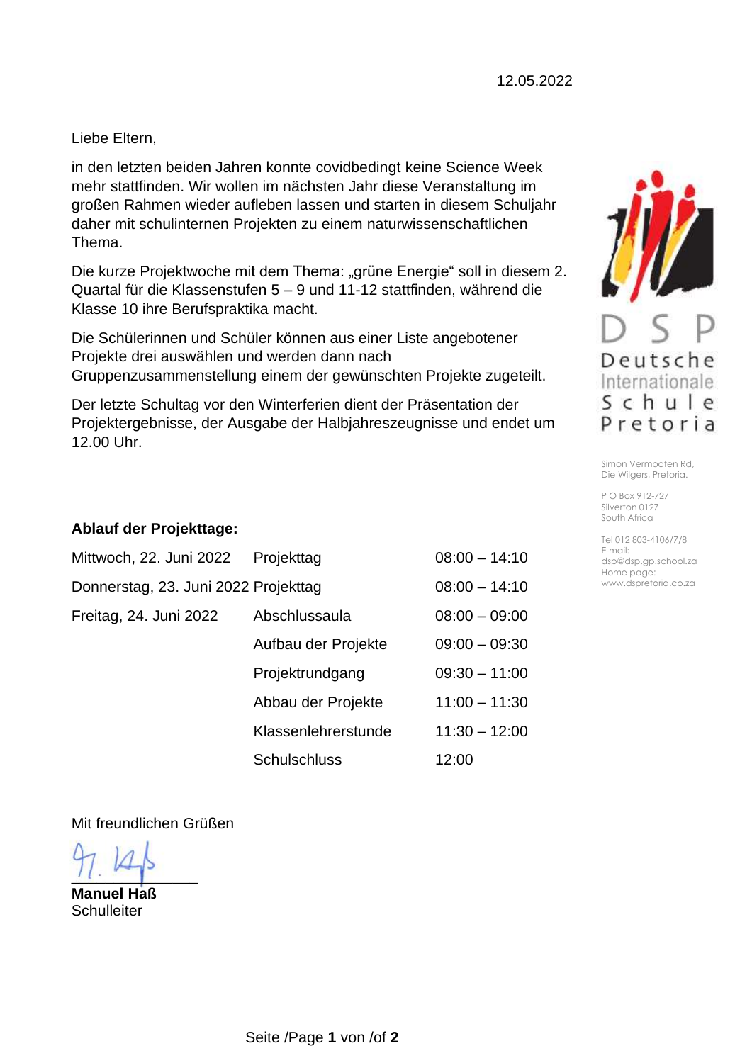12.05.2022

Liebe Eltern,

in den letzten beiden Jahren konnte covidbedingt keine Science Week mehr stattfinden. Wir wollen im nächsten Jahr diese Veranstaltung im großen Rahmen wieder aufleben lassen und starten in diesem Schuljahr daher mit schulinternen Projekten zu einem naturwissenschaftlichen Thema.

Die kurze Projektwoche mit dem Thema: „grüne Energie" soll in diesem 2. Quartal für die Klassenstufen 5 – 9 und 11-12 stattfinden, während die Klasse 10 ihre Berufspraktika macht.

Die Schülerinnen und Schüler können aus einer Liste angebotener Projekte drei auswählen und werden dann nach Gruppenzusammenstellung einem der gewünschten Projekte zugeteilt.

Der letzte Schultag vor den Winterferien dient der Präsentation der Projektergebnisse, der Ausgabe der Halbjahreszeugnisse und endet um 12.00 Uhr.

DSP
Deutsche Internationale Schule Pretoria

Simon Vermooten Rd,
Die Wilgers, Pretoria.

P O Box 912-727
Silverton 0127
South Africa

Tel 012 803-4106/7/8
E-mail:
dsp@dsp.gp.school.za
Home page:
www.dspretoria.co.za

**Ablauf der Projekttage:**

| | | |
|---|---|---|
| Mittwoch, 22. Juni 2022 | Projekttag | 08:00 – 14:10 |
| Donnerstag, 23. Juni 2022 | Projekttag | 08:00 – 14:10 |
| Freitag, 24. Juni 2022 | Abschlussaula | 08:00 – 09:00 |
| | Aufbau der Projekte | 09:00 – 09:30 |
| | Projektrundgang | 09:30 – 11:00 |
| | Abbau der Projekte | 11:00 – 11:30 |
| | Klassenlehrerstunde | 11:30 – 12:00 |
| | Schulschluss | 12:00 |

Mit freundlichen Grüßen

**Manuel Haß**
Schulleiter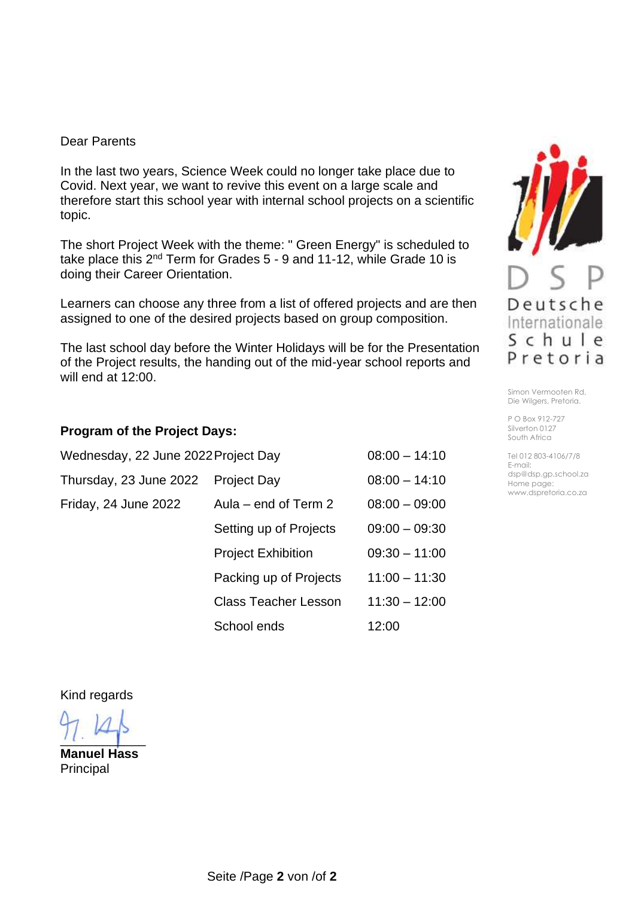Dear Parents

In the last two years, Science Week could no longer take place due to Covid. Next year, we want to revive this event on a large scale and therefore start this school year with internal school projects on a scientific topic.

The short Project Week with the theme: " Green Energy" is scheduled to take place this 2nd Term for Grades 5 - 9 and 11-12, while Grade 10 is doing their Career Orientation.

Learners can choose any three from a list of offered projects and are then assigned to one of the desired projects based on group composition.

The last school day before the Winter Holidays will be for the Presentation of the Project results, the handing out of the mid-year school reports and will end at 12:00.

DSP
Deutsche
Internationale
Schule
Pretoria

Simon Vermooten Rd,
Die Wilgers, Pretoria.

P O Box 912-727
Silverton 0127
South Africa

Tel 012 803-4106/7/8
E-mail:
dsp@dsp.gp.school.za
Home page:
www.dspretoria.co.za

**Program of the Project Days:**

| | | |
|---|---|---|
| Wednesday, 22 June 2022 | Project Day | 08:00 – 14:10 |
| Thursday, 23 June 2022 | Project Day | 08:00 – 14:10 |
| Friday, 24 June 2022 | Aula – end of Term 2 | 08:00 – 09:00 |
| | Setting up of Projects | 09:00 – 09:30 |
| | Project Exhibition | 09:30 – 11:00 |
| | Packing up of Projects | 11:00 – 11:30 |
| | Class Teacher Lesson | 11:30 – 12:00 |
| | School ends | 12:00 |

Kind regards

**Manuel Hass**
Principal